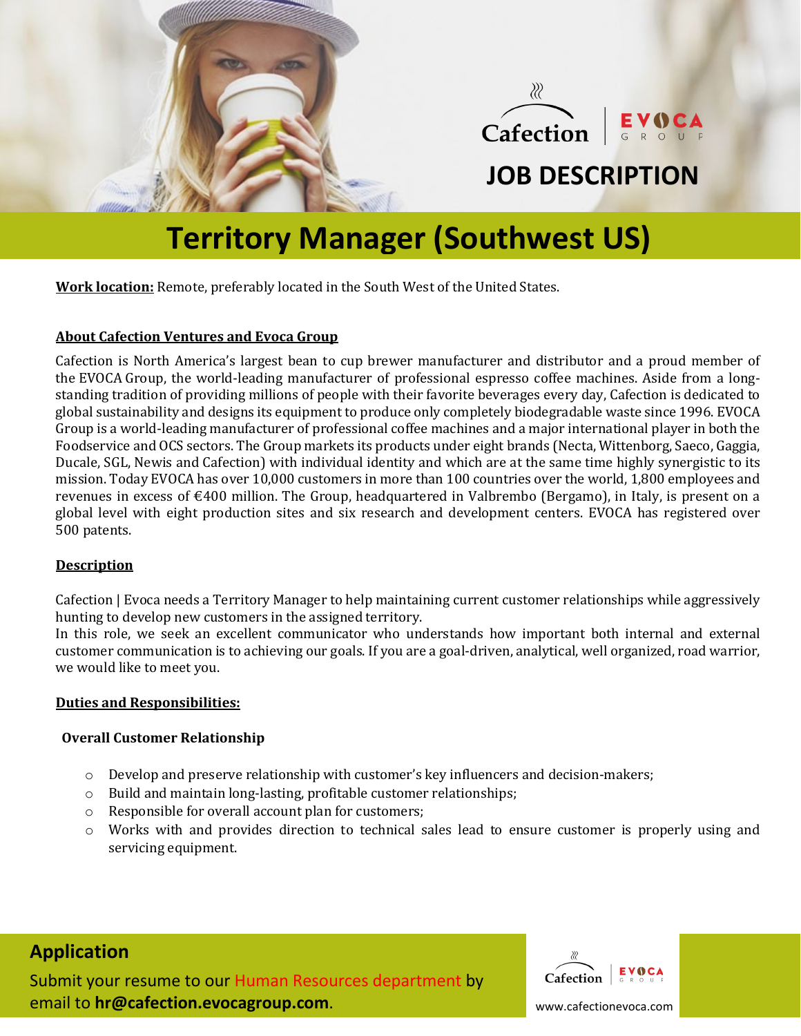Cafection | EVOCA GROUP

# JOB DESCRIPTION

# Territory Manager (Southwest US)

**Work location:** Remote, preferably located in the South West of the United States.

## About Cafection Ventures and Evoca Group

Cafection is North America's largest bean to cup brewer manufacturer and distributor and a proud member of the EVOCA Group, the world-leading manufacturer of professional espresso coffee machines. Aside from a long-standing tradition of providing millions of people with their favorite beverages every day, Cafection is dedicated to global sustainability and designs its equipment to produce only completely biodegradable waste since 1996. EVOCA Group is a world-leading manufacturer of professional coffee machines and a major international player in both the Foodservice and OCS sectors. The Group markets its products under eight brands (Necta, Wittenborg, Saeco, Gaggia, Ducale, SGL, Newis and Cafection) with individual identity and which are at the same time highly synergistic to its mission. Today EVOCA has over 10,000 customers in more than 100 countries over the world, 1,800 employees and revenues in excess of €400 million. The Group, headquartered in Valbrembo (Bergamo), in Italy, is present on a global level with eight production sites and six research and development centers. EVOCA has registered over 500 patents.

## Description

Cafection | Evoca needs a Territory Manager to help maintaining current customer relationships while aggressively hunting to develop new customers in the assigned territory.
In this role, we seek an excellent communicator who understands how important both internal and external customer communication is to achieving our goals. If you are a goal-driven, analytical, well organized, road warrior, we would like to meet you.

## Duties and Responsibilities:

### Overall Customer Relationship

- Develop and preserve relationship with customer's key influencers and decision-makers;
- Build and maintain long-lasting, profitable customer relationships;
- Responsible for overall account plan for customers;
- Works with and provides direction to technical sales lead to ensure customer is properly using and servicing equipment.

## Application

Submit your resume to our Human Resources department by email to **hr@cafection.evocagroup.com**.

Cafection | EVOCA GROUP

www.cafectionevoca.com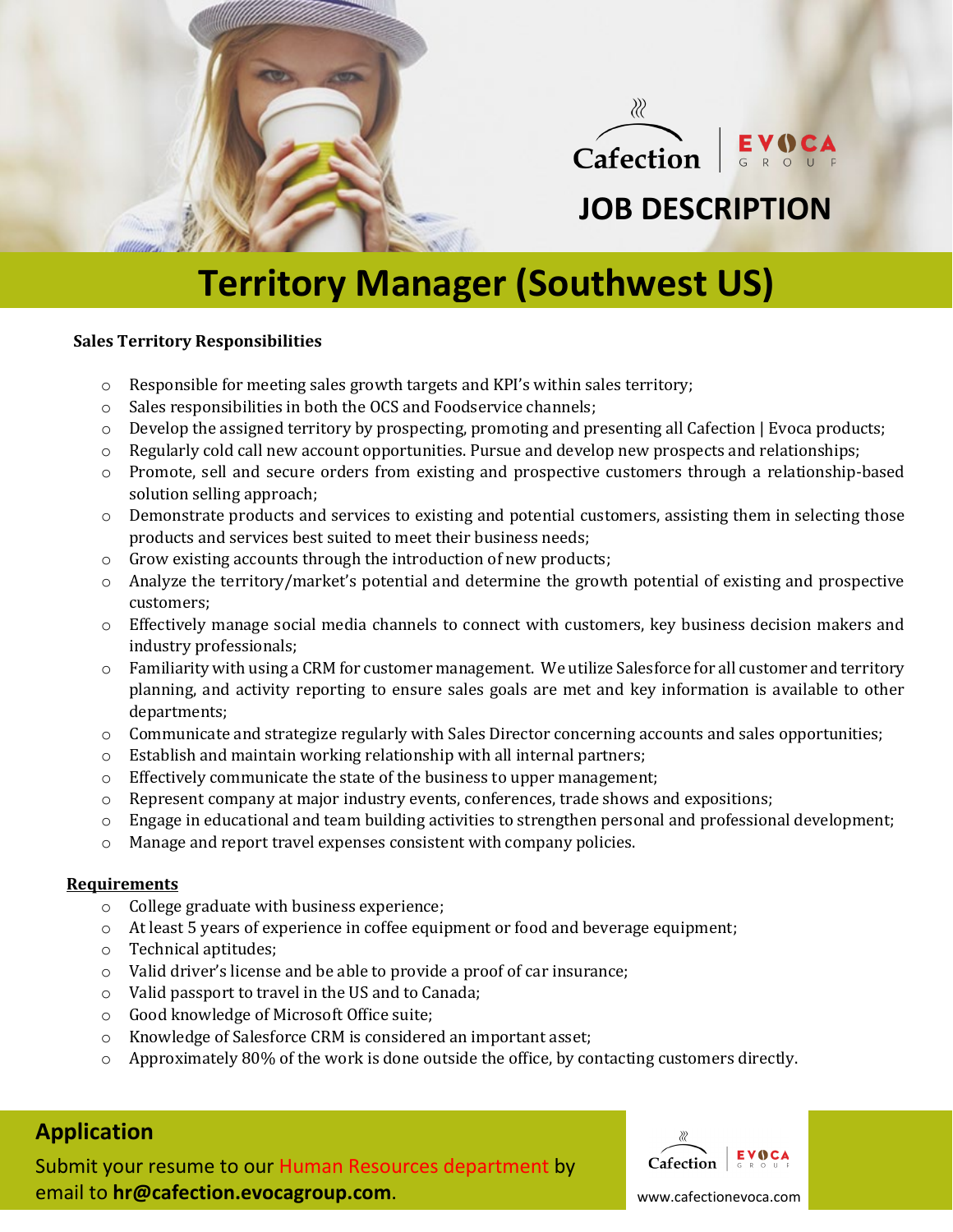Cafection | EVOCA GROUP

# JOB DESCRIPTION

# Territory Manager (Southwest US)

### Sales Territory Responsibilities

- Responsible for meeting sales growth targets and KPI's within sales territory;
- Sales responsibilities in both the OCS and Foodservice channels;
- Develop the assigned territory by prospecting, promoting and presenting all Cafection | Evoca products;
- Regularly cold call new account opportunities. Pursue and develop new prospects and relationships;
- Promote, sell and secure orders from existing and prospective customers through a relationship-based solution selling approach;
- Demonstrate products and services to existing and potential customers, assisting them in selecting those products and services best suited to meet their business needs;
- Grow existing accounts through the introduction of new products;
- Analyze the territory/market's potential and determine the growth potential of existing and prospective customers;
- Effectively manage social media channels to connect with customers, key business decision makers and industry professionals;
- Familiarity with using a CRM for customer management. We utilize Salesforce for all customer and territory planning, and activity reporting to ensure sales goals are met and key information is available to other departments;
- Communicate and strategize regularly with Sales Director concerning accounts and sales opportunities;
- Establish and maintain working relationship with all internal partners;
- Effectively communicate the state of the business to upper management;
- Represent company at major industry events, conferences, trade shows and expositions;
- Engage in educational and team building activities to strengthen personal and professional development;
- Manage and report travel expenses consistent with company policies.

### Requirements

- College graduate with business experience;
- At least 5 years of experience in coffee equipment or food and beverage equipment;
- Technical aptitudes;
- Valid driver's license and be able to provide a proof of car insurance;
- Valid passport to travel in the US and to Canada;
- Good knowledge of Microsoft Office suite;
- Knowledge of Salesforce CRM is considered an important asset;
- Approximately 80% of the work is done outside the office, by contacting customers directly.

## Application

Submit your resume to our Human Resources department by email to **hr@cafection.evocagroup.com**.

Cafection | EVOCA GROUP

www.cafectionevoca.com